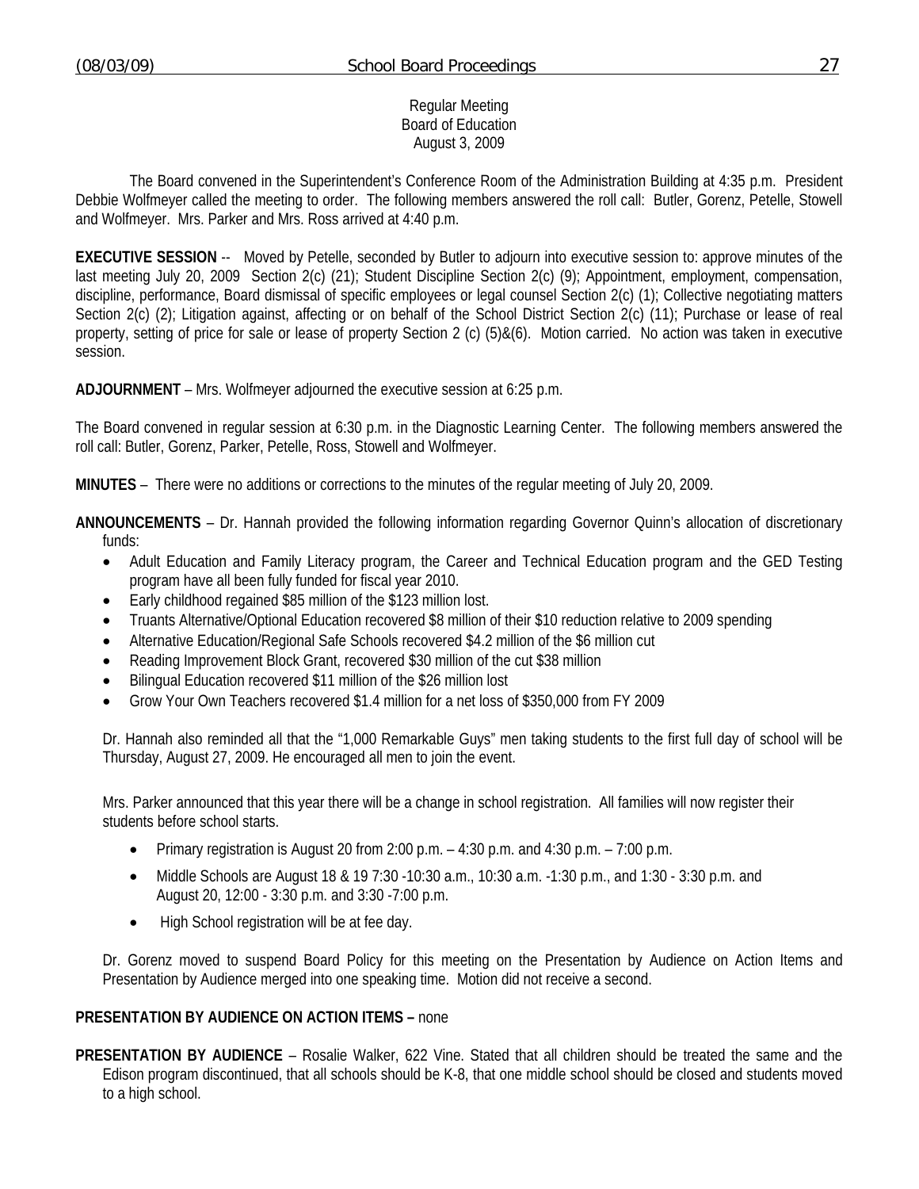Regular Meeting
Board of Education
August 3, 2009

The Board convened in the Superintendent's Conference Room of the Administration Building at 4:35 p.m. President Debbie Wolfmeyer called the meeting to order. The following members answered the roll call: Butler, Gorenz, Petelle, Stowell and Wolfmeyer. Mrs. Parker and Mrs. Ross arrived at 4:40 p.m.

**EXECUTIVE SESSION** -- Moved by Petelle, seconded by Butler to adjourn into executive session to: approve minutes of the last meeting July 20, 2009 Section 2(c) (21); Student Discipline Section 2(c) (9); Appointment, employment, compensation, discipline, performance, Board dismissal of specific employees or legal counsel Section 2(c) (1); Collective negotiating matters Section 2(c) (2); Litigation against, affecting or on behalf of the School District Section 2(c) (11); Purchase or lease of real property, setting of price for sale or lease of property Section 2 (c) (5)&(6). Motion carried. No action was taken in executive session.

**ADJOURNMENT** – Mrs. Wolfmeyer adjourned the executive session at 6:25 p.m.

The Board convened in regular session at 6:30 p.m. in the Diagnostic Learning Center. The following members answered the roll call: Butler, Gorenz, Parker, Petelle, Ross, Stowell and Wolfmeyer.

**MINUTES** – There were no additions or corrections to the minutes of the regular meeting of July 20, 2009.

**ANNOUNCEMENTS** – Dr. Hannah provided the following information regarding Governor Quinn's allocation of discretionary funds:

- Adult Education and Family Literacy program, the Career and Technical Education program and the GED Testing program have all been fully funded for fiscal year 2010.
- Early childhood regained $85 million of the $123 million lost.
- Truants Alternative/Optional Education recovered $8 million of their $10 reduction relative to 2009 spending
- Alternative Education/Regional Safe Schools recovered $4.2 million of the $6 million cut
- Reading Improvement Block Grant, recovered $30 million of the cut $38 million
- Bilingual Education recovered $11 million of the $26 million lost
- Grow Your Own Teachers recovered $1.4 million for a net loss of $350,000 from FY 2009

Dr. Hannah also reminded all that the "1,000 Remarkable Guys" men taking students to the first full day of school will be Thursday, August 27, 2009. He encouraged all men to join the event.

Mrs. Parker announced that this year there will be a change in school registration. All families will now register their students before school starts.

- Primary registration is August 20 from 2:00 p.m. – 4:30 p.m. and 4:30 p.m. – 7:00 p.m.
- Middle Schools are August 18 & 19 7:30 -10:30 a.m., 10:30 a.m. -1:30 p.m., and 1:30 - 3:30 p.m. and August 20, 12:00 - 3:30 p.m. and 3:30 -7:00 p.m.
- High School registration will be at fee day.

Dr. Gorenz moved to suspend Board Policy for this meeting on the Presentation by Audience on Action Items and Presentation by Audience merged into one speaking time. Motion did not receive a second.

**PRESENTATION BY AUDIENCE ON ACTION ITEMS –** none

**PRESENTATION BY AUDIENCE** – Rosalie Walker, 622 Vine. Stated that all children should be treated the same and the Edison program discontinued, that all schools should be K-8, that one middle school should be closed and students moved to a high school.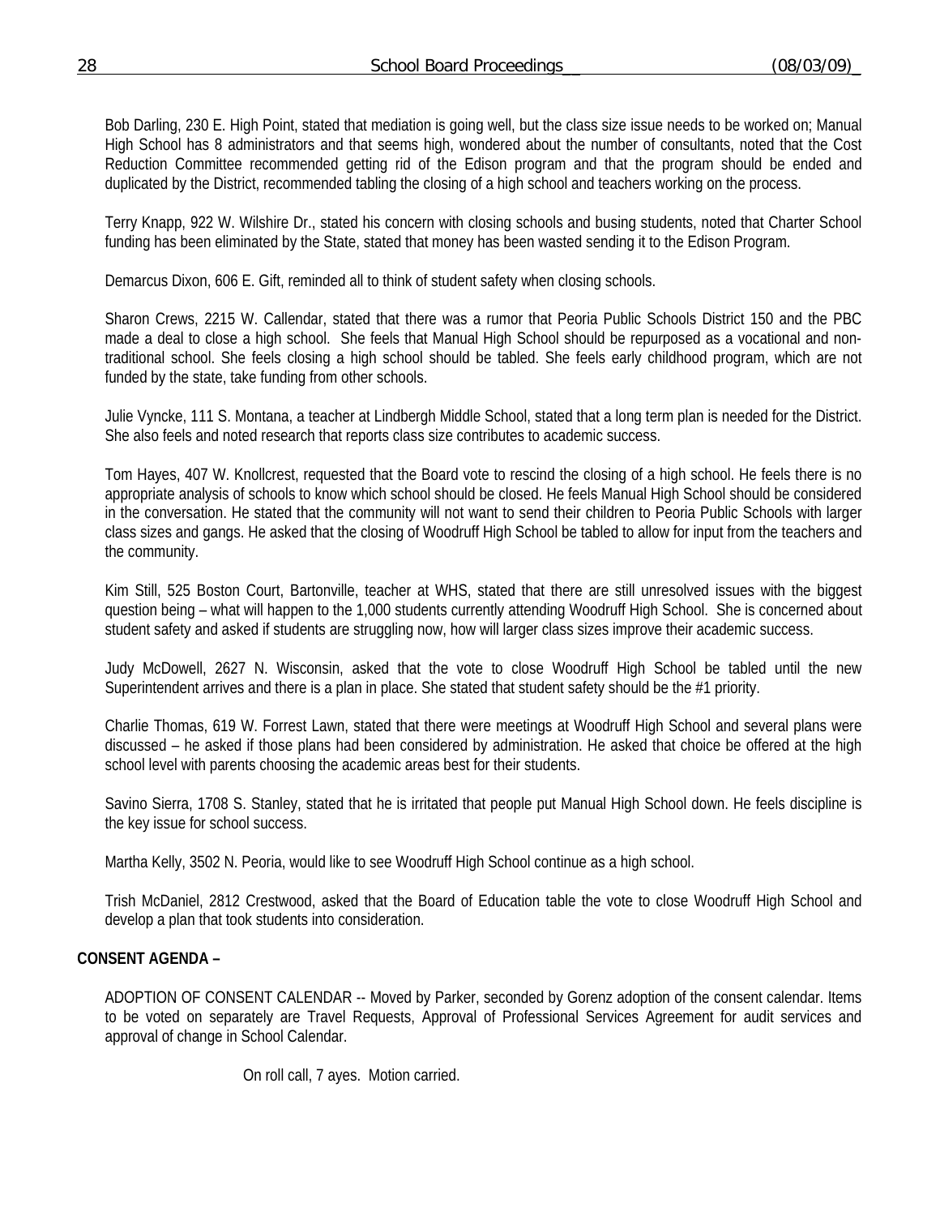Bob Darling, 230 E. High Point, stated that mediation is going well, but the class size issue needs to be worked on; Manual High School has 8 administrators and that seems high, wondered about the number of consultants, noted that the Cost Reduction Committee recommended getting rid of the Edison program and that the program should be ended and duplicated by the District, recommended tabling the closing of a high school and teachers working on the process.

Terry Knapp, 922 W. Wilshire Dr., stated his concern with closing schools and busing students, noted that Charter School funding has been eliminated by the State, stated that money has been wasted sending it to the Edison Program.

Demarcus Dixon, 606 E. Gift, reminded all to think of student safety when closing schools.

Sharon Crews, 2215 W. Callendar, stated that there was a rumor that Peoria Public Schools District 150 and the PBC made a deal to close a high school. She feels that Manual High School should be repurposed as a vocational and non-traditional school. She feels closing a high school should be tabled. She feels early childhood program, which are not funded by the state, take funding from other schools.

Julie Vyncke, 111 S. Montana, a teacher at Lindbergh Middle School, stated that a long term plan is needed for the District. She also feels and noted research that reports class size contributes to academic success.

Tom Hayes, 407 W. Knollcrest, requested that the Board vote to rescind the closing of a high school. He feels there is no appropriate analysis of schools to know which school should be closed. He feels Manual High School should be considered in the conversation. He stated that the community will not want to send their children to Peoria Public Schools with larger class sizes and gangs. He asked that the closing of Woodruff High School be tabled to allow for input from the teachers and the community.

Kim Still, 525 Boston Court, Bartonville, teacher at WHS, stated that there are still unresolved issues with the biggest question being – what will happen to the 1,000 students currently attending Woodruff High School. She is concerned about student safety and asked if students are struggling now, how will larger class sizes improve their academic success.

Judy McDowell, 2627 N. Wisconsin, asked that the vote to close Woodruff High School be tabled until the new Superintendent arrives and there is a plan in place. She stated that student safety should be the #1 priority.

Charlie Thomas, 619 W. Forrest Lawn, stated that there were meetings at Woodruff High School and several plans were discussed – he asked if those plans had been considered by administration. He asked that choice be offered at the high school level with parents choosing the academic areas best for their students.

Savino Sierra, 1708 S. Stanley, stated that he is irritated that people put Manual High School down. He feels discipline is the key issue for school success.

Martha Kelly, 3502 N. Peoria, would like to see Woodruff High School continue as a high school.

Trish McDaniel, 2812 Crestwood, asked that the Board of Education table the vote to close Woodruff High School and develop a plan that took students into consideration.

**CONSENT AGENDA –**

ADOPTION OF CONSENT CALENDAR -- Moved by Parker, seconded by Gorenz adoption of the consent calendar. Items to be voted on separately are Travel Requests, Approval of Professional Services Agreement for audit services and approval of change in School Calendar.

On roll call, 7 ayes. Motion carried.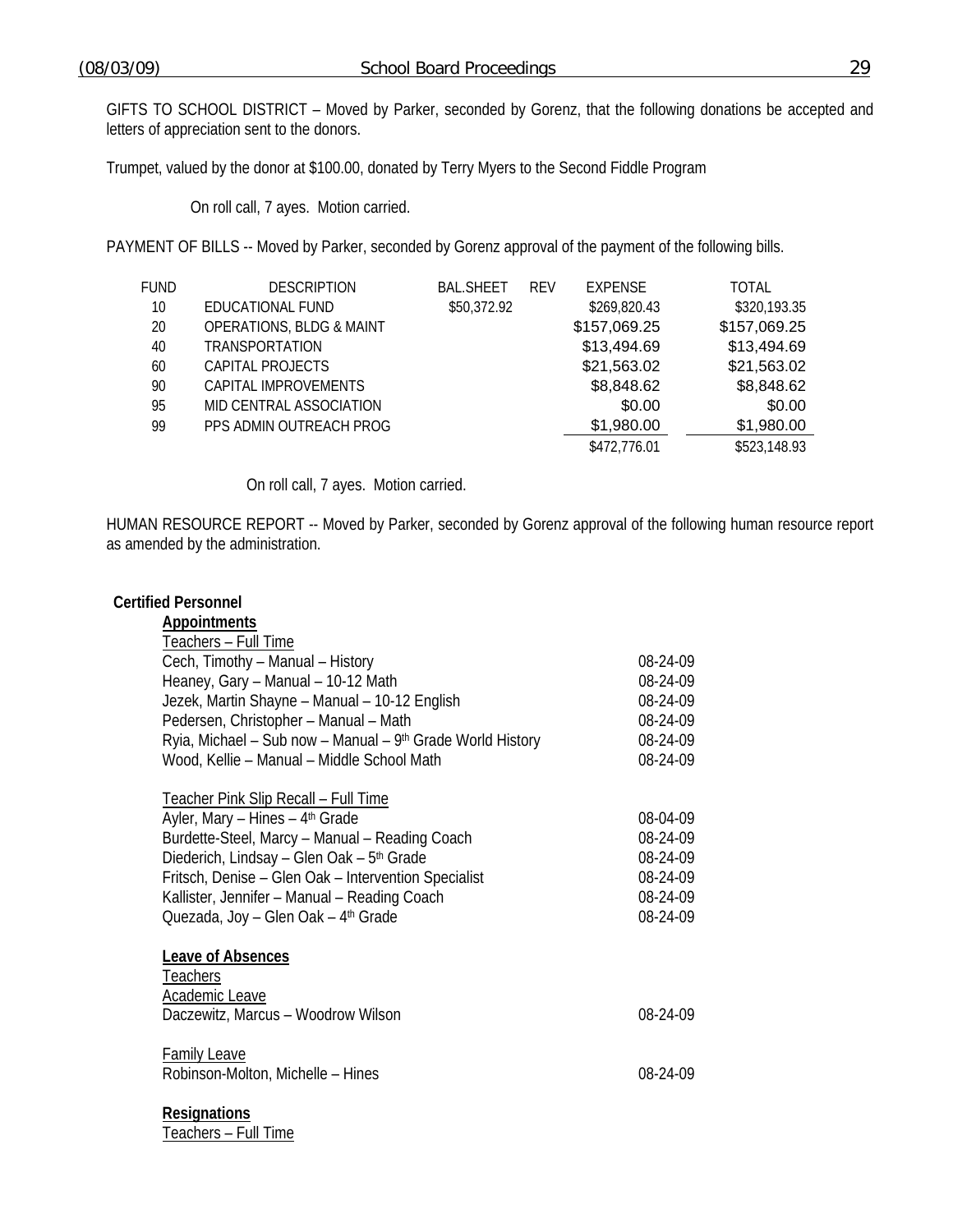GIFTS TO SCHOOL DISTRICT – Moved by Parker, seconded by Gorenz, that the following donations be accepted and letters of appreciation sent to the donors.

Trumpet, valued by the donor at $100.00, donated by Terry Myers to the Second Fiddle Program

On roll call, 7 ayes. Motion carried.

PAYMENT OF BILLS -- Moved by Parker, seconded by Gorenz approval of the payment of the following bills.

| FUND | DESCRIPTION | BAL.SHEET | REV | EXPENSE | TOTAL |
|---|---|---|---|---|---|
| 10 | EDUCATIONAL FUND | $50,372.92 | | $269,820.43 | $320,193.35 |
| 20 | OPERATIONS, BLDG & MAINT | | | $157,069.25 | $157,069.25 |
| 40 | TRANSPORTATION | | | $13,494.69 | $13,494.69 |
| 60 | CAPITAL PROJECTS | | | $21,563.02 | $21,563.02 |
| 90 | CAPITAL IMPROVEMENTS | | | $8,848.62 | $8,848.62 |
| 95 | MID CENTRAL ASSOCIATION | | | $0.00 | $0.00 |
| 99 | PPS ADMIN OUTREACH PROG | | | $1,980.00 | $1,980.00 |
| | | | | $472,776.01 | $523,148.93 |

On roll call, 7 ayes. Motion carried.

HUMAN RESOURCE REPORT -- Moved by Parker, seconded by Gorenz approval of the following human resource report as amended by the administration.

**Certified Personnel**

**Appointments**

Teachers – Full Time

| | |
|---|---|
| Cech, Timothy – Manual – History | 08-24-09 |
| Heaney, Gary – Manual – 10-12 Math | 08-24-09 |
| Jezek, Martin Shayne – Manual – 10-12 English | 08-24-09 |
| Pedersen, Christopher – Manual – Math | 08-24-09 |
| Ryia, Michael – Sub now – Manual – 9th Grade World History | 08-24-09 |
| Wood, Kellie – Manual – Middle School Math | 08-24-09 |

Teacher Pink Slip Recall – Full Time

| | |
|---|---|
| Ayler, Mary – Hines – 4th Grade | 08-04-09 |
| Burdette-Steel, Marcy – Manual – Reading Coach | 08-24-09 |
| Diederich, Lindsay – Glen Oak – 5th Grade | 08-24-09 |
| Fritsch, Denise – Glen Oak – Intervention Specialist | 08-24-09 |
| Kallister, Jennifer – Manual – Reading Coach | 08-24-09 |
| Quezada, Joy – Glen Oak – 4th Grade | 08-24-09 |

**Leave of Absences**

Teachers

Academic Leave

| | |
|---|---|
| Daczewitz, Marcus – Woodrow Wilson | 08-24-09 |

Family Leave

| | |
|---|---|
| Robinson-Molton, Michelle – Hines | 08-24-09 |

**Resignations**

Teachers – Full Time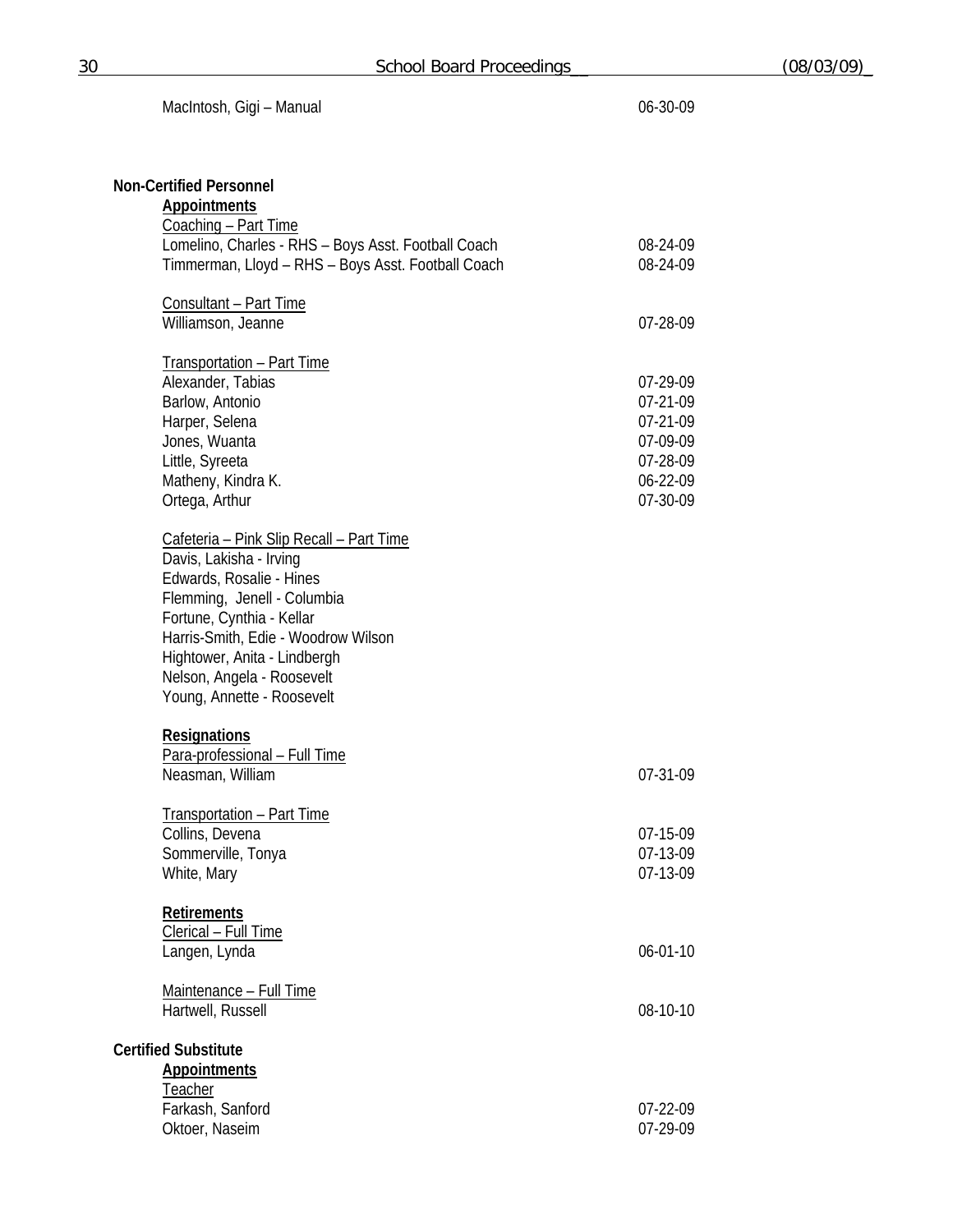MacIntosh, Gigi – Manual 06-30-09

**Non-Certified Personnel**

**Appointments**

Coaching – Part Time

| | |
|---|---|
| Lomelino, Charles - RHS – Boys Asst. Football Coach | 08-24-09 |
| Timmerman, Lloyd – RHS – Boys Asst. Football Coach | 08-24-09 |

Consultant – Part Time

| | |
|---|---|
| Williamson, Jeanne | 07-28-09 |

Transportation – Part Time

| | |
|---|---|
| Alexander, Tabias | 07-29-09 |
| Barlow, Antonio | 07-21-09 |
| Harper, Selena | 07-21-09 |
| Jones, Wuanta | 07-09-09 |
| Little, Syreeta | 07-28-09 |
| Matheny, Kindra K. | 06-22-09 |
| Ortega, Arthur | 07-30-09 |

Cafeteria – Pink Slip Recall – Part Time

Davis, Lakisha - Irving
Edwards, Rosalie - Hines
Flemming, Jenell - Columbia
Fortune, Cynthia - Kellar
Harris-Smith, Edie - Woodrow Wilson
Hightower, Anita - Lindbergh
Nelson, Angela - Roosevelt
Young, Annette - Roosevelt

**Resignations**

Para-professional – Full Time

| | |
|---|---|
| Neasman, William | 07-31-09 |

Transportation – Part Time

| | |
|---|---|
| Collins, Devena | 07-15-09 |
| Sommerville, Tonya | 07-13-09 |
| White, Mary | 07-13-09 |

**Retirements**

Clerical – Full Time

| | |
|---|---|
| Langen, Lynda | 06-01-10 |

Maintenance – Full Time

| | |
|---|---|
| Hartwell, Russell | 08-10-10 |

**Certified Substitute**

**Appointments**

Teacher

| | |
|---|---|
| Farkash, Sanford | 07-22-09 |
| Oktoer, Naseim | 07-29-09 |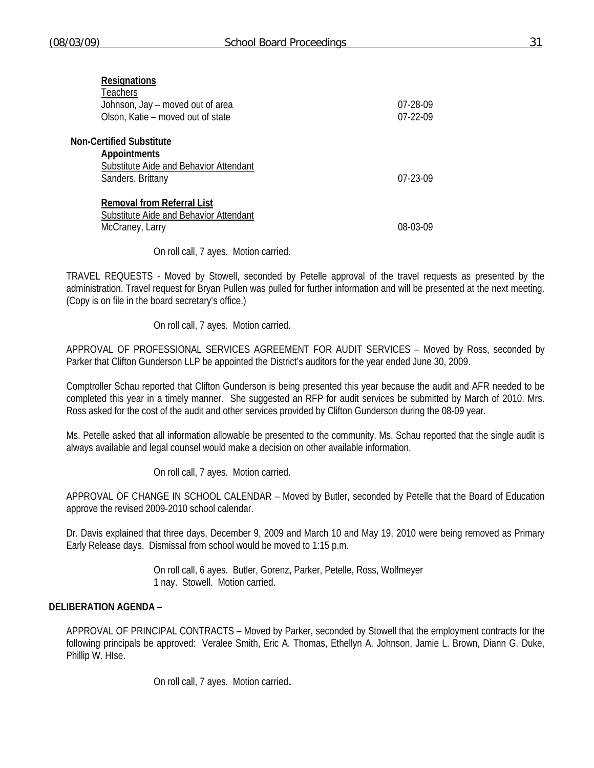**Resignations**

Teachers

| | |
|---|---|
| Johnson, Jay – moved out of area | 07-28-09 |
| Olson, Katie – moved out of state | 07-22-09 |

**Non-Certified Substitute**

**Appointments**

Substitute Aide and Behavior Attendant

| | |
|---|---|
| Sanders, Brittany | 07-23-09 |

**Removal from Referral List**

Substitute Aide and Behavior Attendant

| | |
|---|---|
| McCraney, Larry | 08-03-09 |

On roll call, 7 ayes. Motion carried.

TRAVEL REQUESTS - Moved by Stowell, seconded by Petelle approval of the travel requests as presented by the administration. Travel request for Bryan Pullen was pulled for further information and will be presented at the next meeting. (Copy is on file in the board secretary's office.)

On roll call, 7 ayes. Motion carried.

APPROVAL OF PROFESSIONAL SERVICES AGREEMENT FOR AUDIT SERVICES – Moved by Ross, seconded by Parker that Clifton Gunderson LLP be appointed the District's auditors for the year ended June 30, 2009.

Comptroller Schau reported that Clifton Gunderson is being presented this year because the audit and AFR needed to be completed this year in a timely manner. She suggested an RFP for audit services be submitted by March of 2010. Mrs. Ross asked for the cost of the audit and other services provided by Clifton Gunderson during the 08-09 year.

Ms. Petelle asked that all information allowable be presented to the community. Ms. Schau reported that the single audit is always available and legal counsel would make a decision on other available information.

On roll call, 7 ayes. Motion carried.

APPROVAL OF CHANGE IN SCHOOL CALENDAR – Moved by Butler, seconded by Petelle that the Board of Education approve the revised 2009-2010 school calendar.

Dr. Davis explained that three days, December 9, 2009 and March 10 and May 19, 2010 were being removed as Primary Early Release days. Dismissal from school would be moved to 1:15 p.m.

On roll call, 6 ayes. Butler, Gorenz, Parker, Petelle, Ross, Wolfmeyer
1 nay. Stowell. Motion carried.

**DELIBERATION AGENDA** –

APPROVAL OF PRINCIPAL CONTRACTS – Moved by Parker, seconded by Stowell that the employment contracts for the following principals be approved: Veralee Smith, Eric A. Thomas, Ethellyn A. Johnson, Jamie L. Brown, Diann G. Duke, Phillip W. HIse.

On roll call, 7 ayes. Motion carried.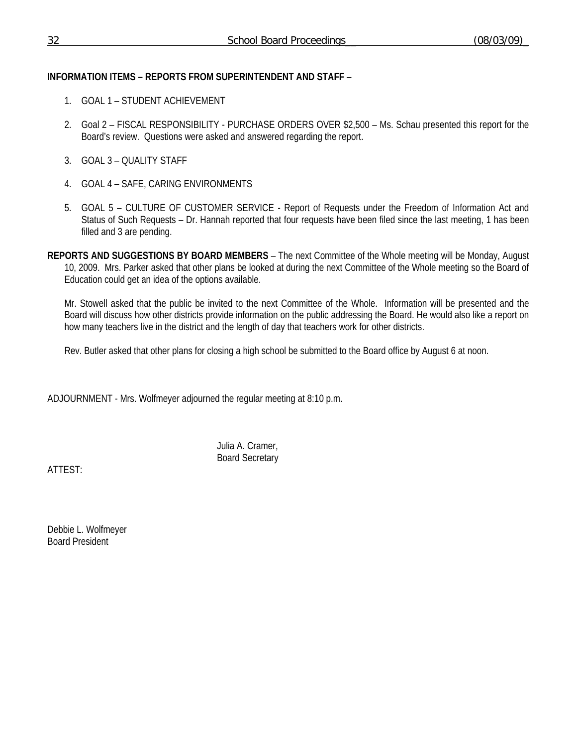**INFORMATION ITEMS – REPORTS FROM SUPERINTENDENT AND STAFF** –

1. GOAL 1 – STUDENT ACHIEVEMENT

2. Goal 2 – FISCAL RESPONSIBILITY - PURCHASE ORDERS OVER $2,500 – Ms. Schau presented this report for the Board's review. Questions were asked and answered regarding the report.

3. GOAL 3 – QUALITY STAFF

4. GOAL 4 – SAFE, CARING ENVIRONMENTS

5. GOAL 5 – CULTURE OF CUSTOMER SERVICE - Report of Requests under the Freedom of Information Act and Status of Such Requests – Dr. Hannah reported that four requests have been filed since the last meeting, 1 has been filled and 3 are pending.

**REPORTS AND SUGGESTIONS BY BOARD MEMBERS** – The next Committee of the Whole meeting will be Monday, August 10, 2009. Mrs. Parker asked that other plans be looked at during the next Committee of the Whole meeting so the Board of Education could get an idea of the options available.

Mr. Stowell asked that the public be invited to the next Committee of the Whole. Information will be presented and the Board will discuss how other districts provide information on the public addressing the Board. He would also like a report on how many teachers live in the district and the length of day that teachers work for other districts.

Rev. Butler asked that other plans for closing a high school be submitted to the Board office by August 6 at noon.

ADJOURNMENT - Mrs. Wolfmeyer adjourned the regular meeting at 8:10 p.m.

Julia A. Cramer,
Board Secretary

ATTEST:

Debbie L. Wolfmeyer
Board President